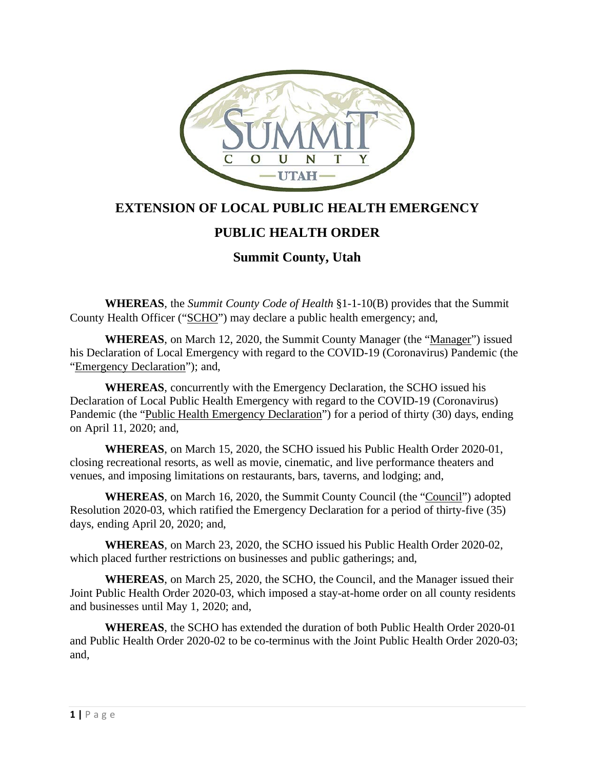# EXTENSION OF LOCAL PUBLIC HEALTH EMERGENCY

# PUBLIC HEALTH ORDER

## Summit County, Utah

**WHEREAS**, the *Summit County Code of Health* §1-1-10(B) provides that the Summit County Health Officer ("SCHO") may declare a public health emergency; and,

**WHEREAS**, on March 12, 2020, the Summit County Manager (the "Manager") issued his Declaration of Local Emergency with regard to the COVID-19 (Coronavirus) Pandemic (the "Emergency Declaration"); and,

**WHEREAS**, concurrently with the Emergency Declaration, the SCHO issued his Declaration of Local Public Health Emergency with regard to the COVID-19 (Coronavirus) Pandemic (the "Public Health Emergency Declaration") for a period of thirty (30) days, ending on April 11, 2020; and,

**WHEREAS**, on March 15, 2020, the SCHO issued his Public Health Order 2020-01, closing recreational resorts, as well as movie, cinematic, and live performance theaters and venues, and imposing limitations on restaurants, bars, taverns, and lodging; and,

**WHEREAS**, on March 16, 2020, the Summit County Council (the "Council") adopted Resolution 2020-03, which ratified the Emergency Declaration for a period of thirty-five (35) days, ending April 20, 2020; and,

**WHEREAS**, on March 23, 2020, the SCHO issued his Public Health Order 2020-02, which placed further restrictions on businesses and public gatherings; and,

**WHEREAS**, on March 25, 2020, the SCHO, the Council, and the Manager issued their Joint Public Health Order 2020-03, which imposed a stay-at-home order on all county residents and businesses until May 1, 2020; and,

**WHEREAS**, the SCHO has extended the duration of both Public Health Order 2020-01 and Public Health Order 2020-02 to be co-terminus with the Joint Public Health Order 2020-03; and,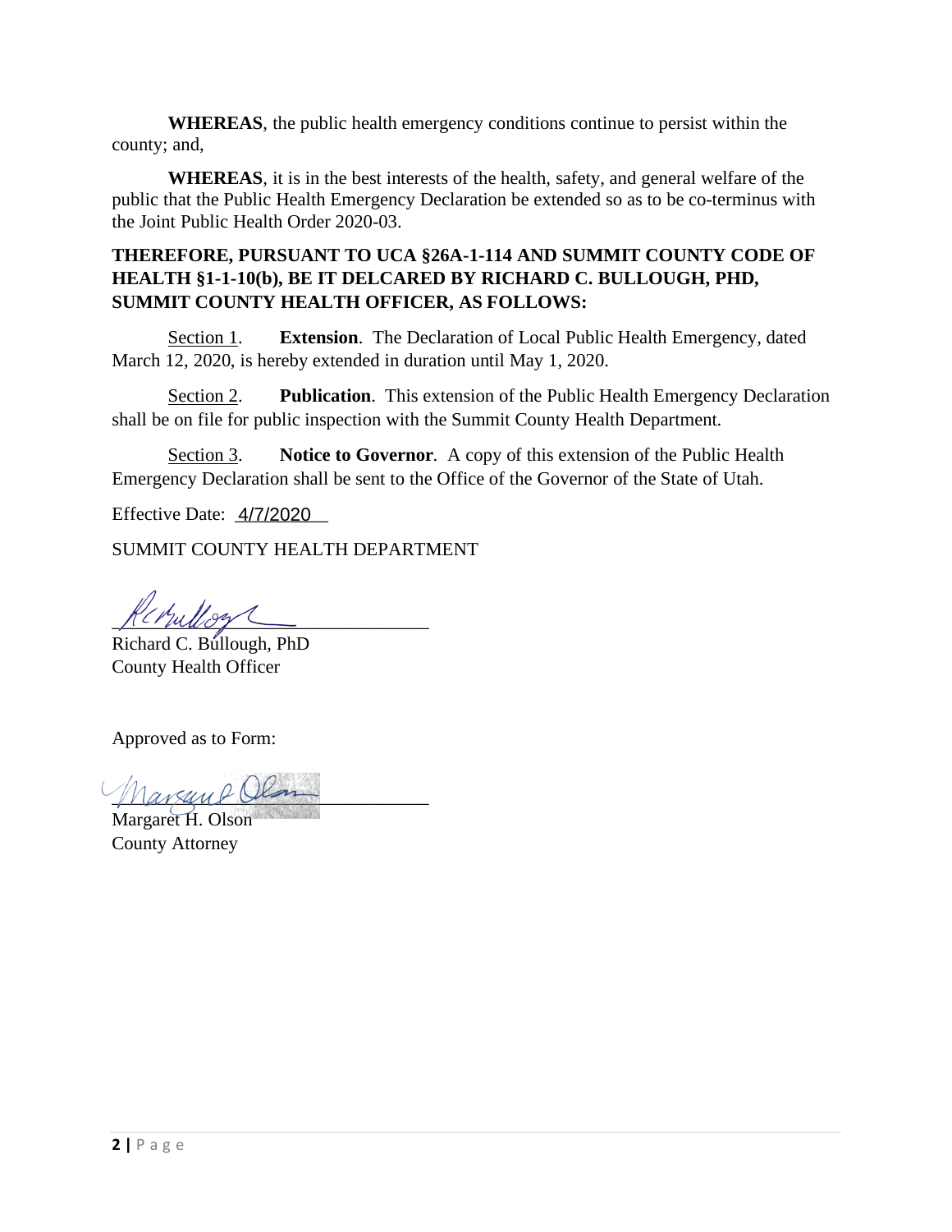**WHEREAS**, the public health emergency conditions continue to persist within the county; and,

**WHEREAS**, it is in the best interests of the health, safety, and general welfare of the public that the Public Health Emergency Declaration be extended so as to be co-terminus with the Joint Public Health Order 2020-03.

**THEREFORE, PURSUANT TO UCA §26A-1-114 AND SUMMIT COUNTY CODE OF HEALTH §1-1-10(b), BE IT DELCARED BY RICHARD C. BULLOUGH, PHD, SUMMIT COUNTY HEALTH OFFICER, AS FOLLOWS:**

Section 1. **Extension**. The Declaration of Local Public Health Emergency, dated March 12, 2020, is hereby extended in duration until May 1, 2020.

Section 2. **Publication**. This extension of the Public Health Emergency Declaration shall be on file for public inspection with the Summit County Health Department.

Section 3. **Notice to Governor**. A copy of this extension of the Public Health Emergency Declaration shall be sent to the Office of the Governor of the State of Utah.

Effective Date: 4/7/2020

SUMMIT COUNTY HEALTH DEPARTMENT

______________________________
Richard C. Bullough, PhD
County Health Officer

Approved as to Form:

______________________________
Margaret H. Olson
County Attorney